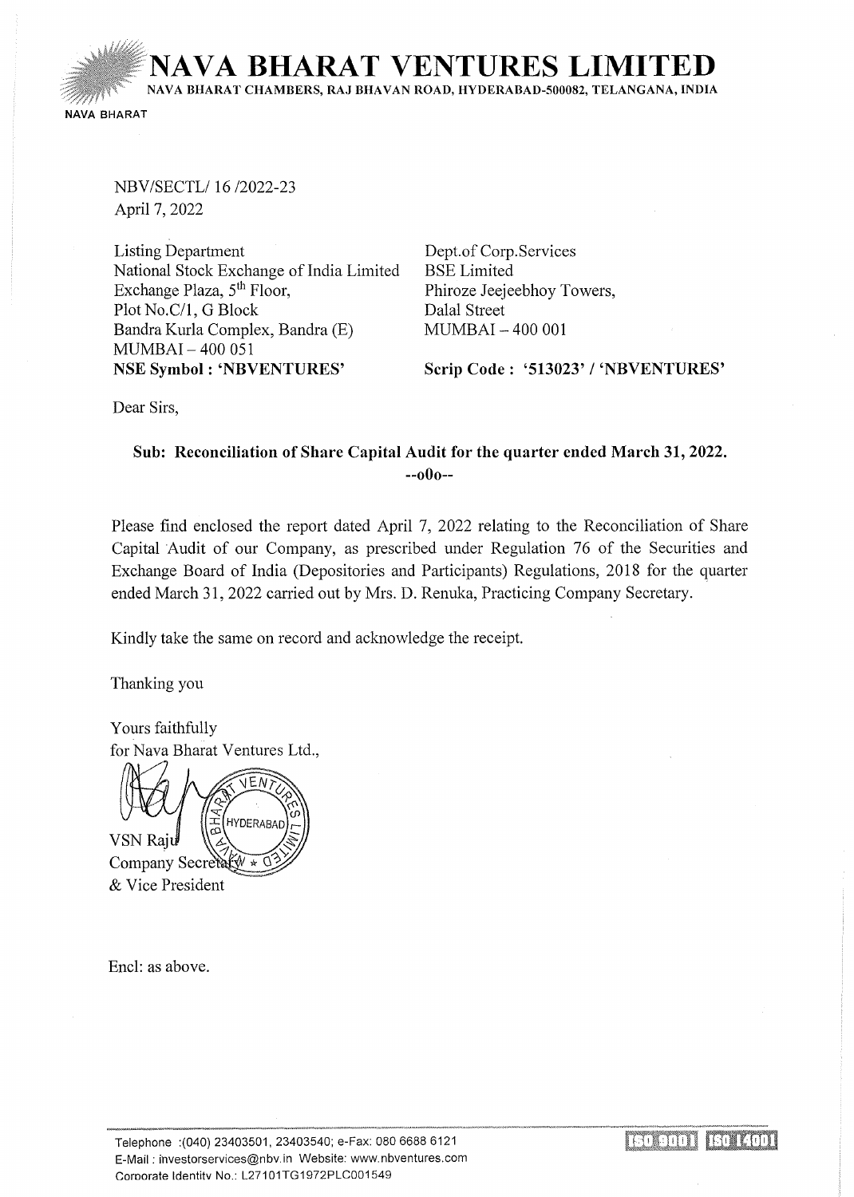# NAVA BHARAT VENTURES LIMITED

NAVA BHARAT CHAMBERS, RAJ BHAVAN ROAD, HYDERABAD-500082, TELANGANA, INDIA

NAVA BHARAT

NBV/SECTL/ 16 /2022-23
April 7, 2022

Listing Department
National Stock Exchange of India Limited
Exchange Plaza, 5th Floor,
Plot No.C/1, G Block
Bandra Kurla Complex, Bandra (E)
MUMBAI – 400 051
**NSE Symbol : 'NBVENTURES'**

Dept.of Corp.Services
BSE Limited
Phiroze Jeejeebhoy Towers,
Dalal Street
MUMBAI – 400 001
**Scrip Code : '513023' / 'NBVENTURES'**

Dear Sirs,

**Sub: Reconciliation of Share Capital Audit for the quarter ended March 31, 2022.**

--o0o--

Please find enclosed the report dated April 7, 2022 relating to the Reconciliation of Share Capital Audit of our Company, as prescribed under Regulation 76 of the Securities and Exchange Board of India (Depositories and Participants) Regulations, 2018 for the quarter ended March 31, 2022 carried out by Mrs. D. Renuka, Practicing Company Secretary.

Kindly take the same on record and acknowledge the receipt.

Thanking you

Yours faithfully
for Nava Bharat Ventures Ltd.,

VSN Raju
Company Secretary
& Vice President

Encl: as above.

Telephone :(040) 23403501, 23403540; e-Fax: 080 6688 6121
E-Mail : investorservices@nbv.in Website: www.nbventures.com
Corporate Identity No.: L27101TG1972PLC001549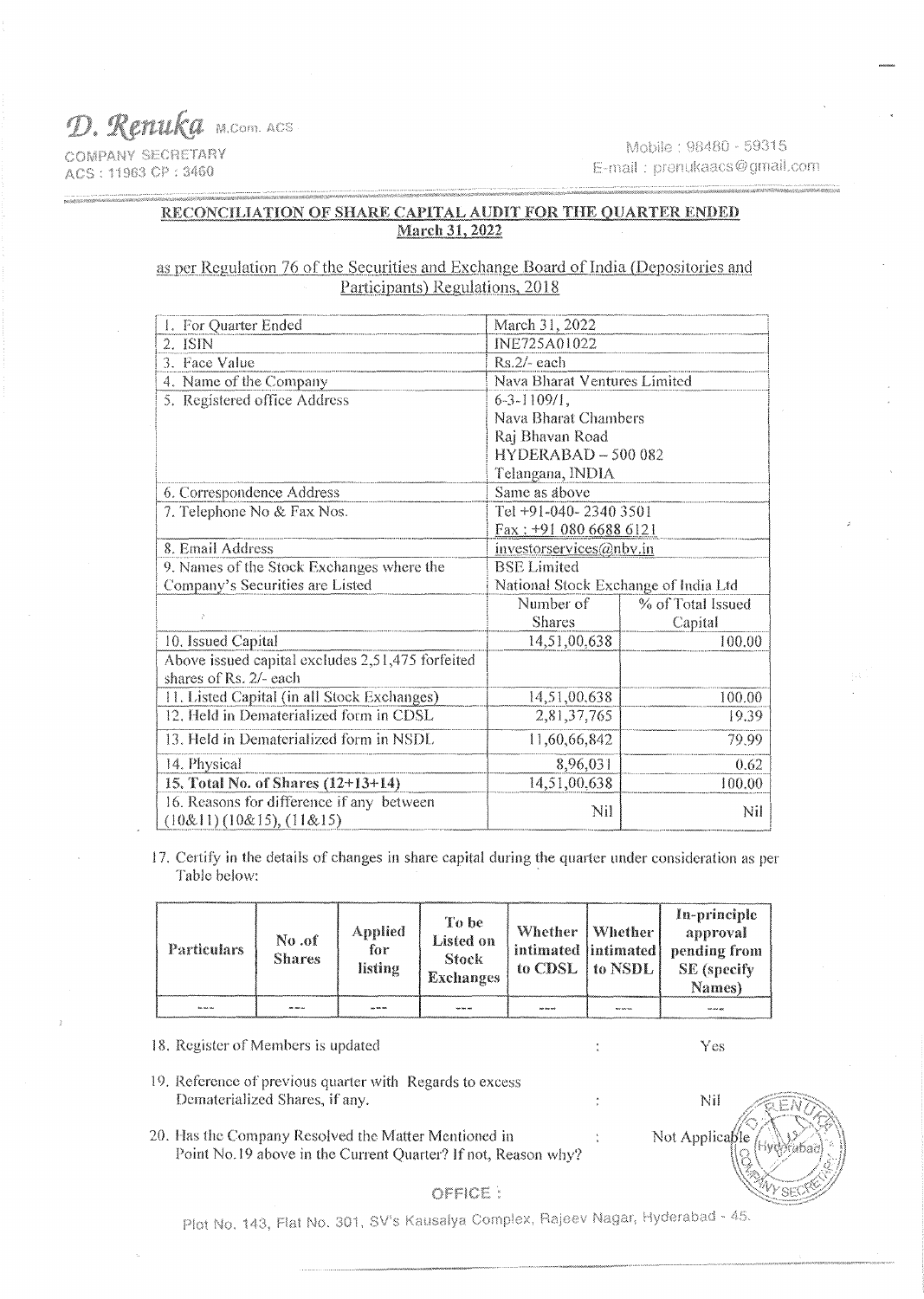D. Renuka M.Com. ACS
COMPANY SECRETARY
ACS : 11963 CP : 3460

Mobile : 98480 - 59315
E-mail : prenukaacs@gmail.com

## RECONCILIATION OF SHARE CAPITAL AUDIT FOR THE QUARTER ENDED March 31, 2022

as per Regulation 76 of the Securities and Exchange Board of India (Depositories and Participants) Regulations, 2018

| | | |
|---|---|---|
| 1. For Quarter Ended | March 31, 2022 | |
| 2. ISIN | INE725A01022 | |
| 3. Face Value | Rs.2/- each | |
| 4. Name of the Company | Nava Bharat Ventures Limited | |
| 5. Registered office Address | 6-3-1109/1, Nava Bharat Chambers Raj Bhavan Road HYDERABAD – 500 082 Telangana, INDIA | |
| 6. Correspondence Address | Same as above | |
| 7. Telephone No & Fax Nos. | Tel +91-040- 2340 3501 Fax : +91 080 6688 6121 | |
| 8. Email Address | investorservices@nbv.in | |
| 9. Names of the Stock Exchanges where the Company's Securities are Listed | BSE Limited National Stock Exchange of India Ltd | |
| | Number of Shares | % of Total Issued Capital |
| 10. Issued Capital | 14,51,00,638 | 100.00 |
| Above issued capital excludes 2,51,475 forfeited shares of Rs. 2/- each | | |
| 11. Listed Capital (in all Stock Exchanges) | 14,51,00,638 | 100.00 |
| 12. Held in Dematerialized form in CDSL | 2,81,37,765 | 19.39 |
| 13. Held in Dematerialized form in NSDL | 11,60,66,842 | 79.99 |
| 14. Physical | 8,96,031 | 0.62 |
| **15. Total No. of Shares (12+13+14)** | 14,51,00,638 | 100.00 |
| 16. Reasons for difference if any between (10&11) (10&15), (11&15) | Nil | Nil |

17. Certify in the details of changes in share capital during the quarter under consideration as per Table below:

| Particulars | No .of Shares | Applied for listing | To be Listed on Stock Exchanges | Whether intimated to CDSL | Whether intimated to NSDL | In-principle approval pending from SE (specify Names) |
|---|---|---|---|---|---|---|
| --- | --- | --- | --- | --- | --- | --- |

18. Register of Members is updated : Yes

19. Reference of previous quarter with Regards to excess Dematerialized Shares, if any. : Nil

20. Has the Company Resolved the Matter Mentioned in Point No.19 above in the Current Quarter? If not, Reason why? : Not Applicable

OFFICE :

Plot No. 143, Flat No. 301, SV's Kausalya Complex, Rajeev Nagar, Hyderabad - 45.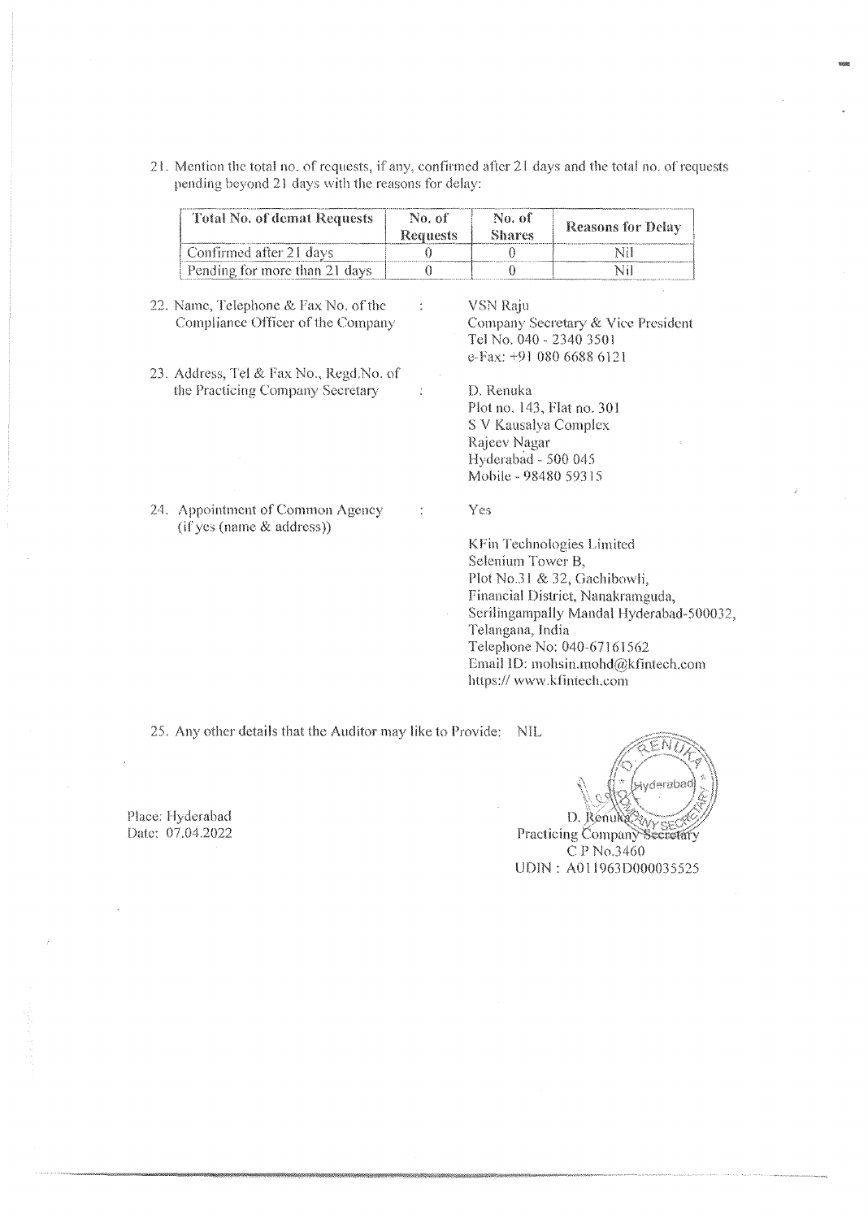21. Mention the total no. of requests, if any, confirmed after 21 days and the total no. of requests pending beyond 21 days with the reasons for delay:

| Total No. of demat Requests | No. of Requests | No. of Shares | Reasons for Delay |
|---|---|---|---|
| Confirmed after 21 days | 0 | 0 | Nil |
| Pending for more than 21 days | 0 | 0 | Nil |

22. Name, Telephone & Fax No. of the Compliance Officer of the Company : VSN Raju
Company Secretary & Vice President
Tel No. 040 - 2340 3501
e-Fax: +91 080 6688 6121

23. Address, Tel & Fax No., Regd.No. of the Practicing Company Secretary : D. Renuka
Plot no. 143, Flat no. 301
S V Kausalya Complex
Rajeev Nagar
Hyderabad - 500 045
Mobile - 98480 59315

24. Appointment of Common Agency (if yes (name & address)) : Yes

KFin Technologies Limited
Selenium Tower B,
Plot No.31 & 32, Gachibowli,
Financial District, Nanakramguda,
Serilingampally Mandal Hyderabad-500032,
Telangana, India
Telephone No: 040-67161562
Email ID: mohsin.mohd@kfintech.com
https:// www.kfintech.com

25. Any other details that the Auditor may like to Provide: NIL

Place: Hyderabad
Date: 07.04.2022

D. Renuka
Practicing Company Secretary
C P No.3460
UDIN : A011963D000035525